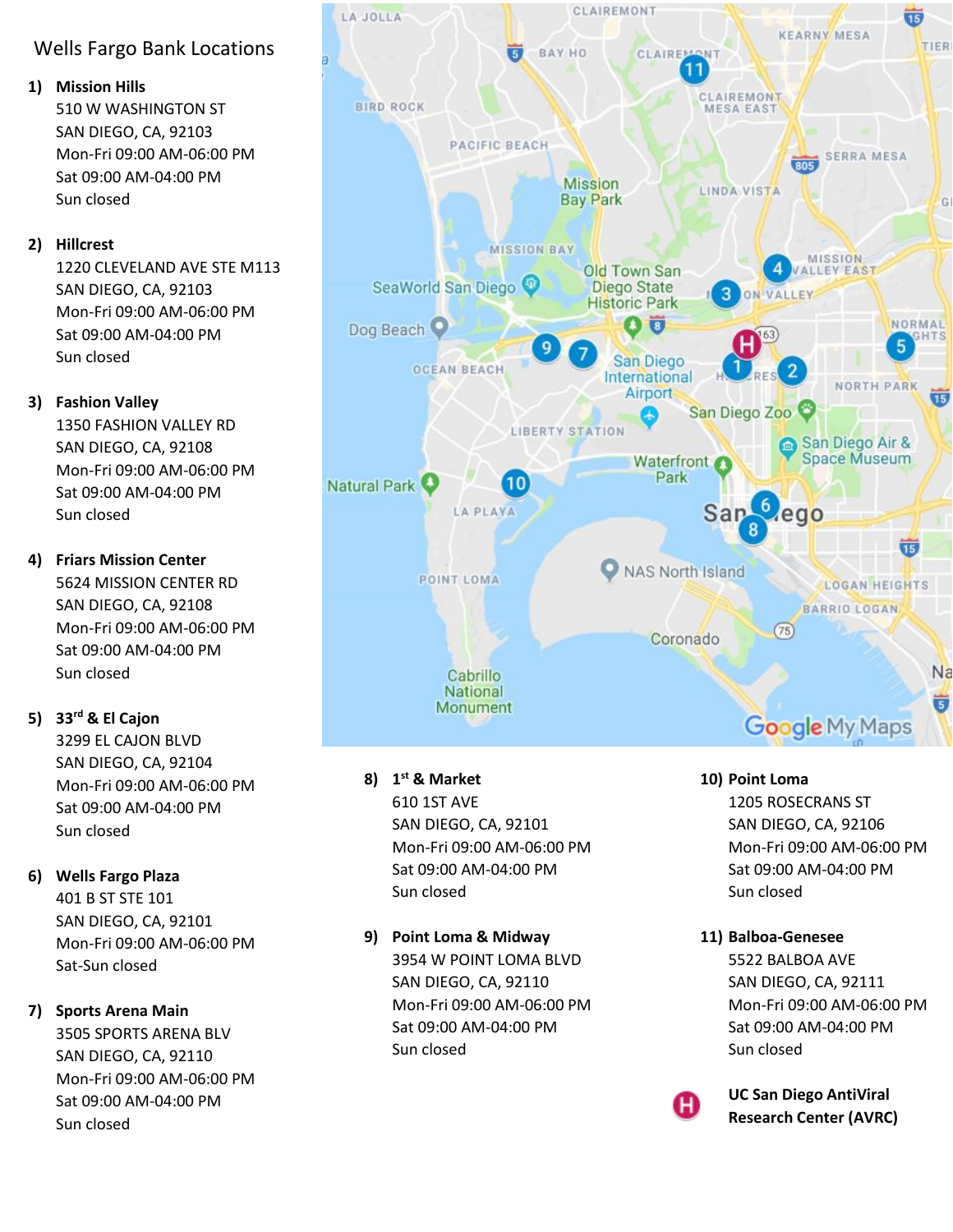# Wells Fargo Bank Locations

1) **Mission Hills**
   510 W WASHINGTON ST
   SAN DIEGO, CA, 92103
   Mon-Fri 09:00 AM-06:00 PM
   Sat 09:00 AM-04:00 PM
   Sun closed

2) **Hillcrest**
   1220 CLEVELAND AVE STE M113
   SAN DIEGO, CA, 92103
   Mon-Fri 09:00 AM-06:00 PM
   Sat 09:00 AM-04:00 PM
   Sun closed

3) **Fashion Valley**
   1350 FASHION VALLEY RD
   SAN DIEGO, CA, 92108
   Mon-Fri 09:00 AM-06:00 PM
   Sat 09:00 AM-04:00 PM
   Sun closed

4) **Friars Mission Center**
   5624 MISSION CENTER RD
   SAN DIEGO, CA, 92108
   Mon-Fri 09:00 AM-06:00 PM
   Sat 09:00 AM-04:00 PM
   Sun closed

5) **33rd & El Cajon**
   3299 EL CAJON BLVD
   SAN DIEGO, CA, 92104
   Mon-Fri 09:00 AM-06:00 PM
   Sat 09:00 AM-04:00 PM
   Sun closed

6) **Wells Fargo Plaza**
   401 B ST STE 101
   SAN DIEGO, CA, 92101
   Mon-Fri 09:00 AM-06:00 PM
   Sat-Sun closed

7) **Sports Arena Main**
   3505 SPORTS ARENA BLV
   SAN DIEGO, CA, 92110
   Mon-Fri 09:00 AM-06:00 PM
   Sat 09:00 AM-04:00 PM
   Sun closed

8) **1st & Market**
   610 1ST AVE
   SAN DIEGO, CA, 92101
   Mon-Fri 09:00 AM-06:00 PM
   Sat 09:00 AM-04:00 PM
   Sun closed

9) **Point Loma & Midway**
   3954 W POINT LOMA BLVD
   SAN DIEGO, CA, 92110
   Mon-Fri 09:00 AM-06:00 PM
   Sat 09:00 AM-04:00 PM
   Sun closed

10) **Point Loma**
    1205 ROSECRANS ST
    SAN DIEGO, CA, 92106
    Mon-Fri 09:00 AM-06:00 PM
    Sat 09:00 AM-04:00 PM
    Sun closed

11) **Balboa-Genesee**
    5522 BALBOA AVE
    SAN DIEGO, CA, 92111
    Mon-Fri 09:00 AM-06:00 PM
    Sat 09:00 AM-04:00 PM
    Sun closed

H) **UC San Diego AntiViral Research Center (AVRC)**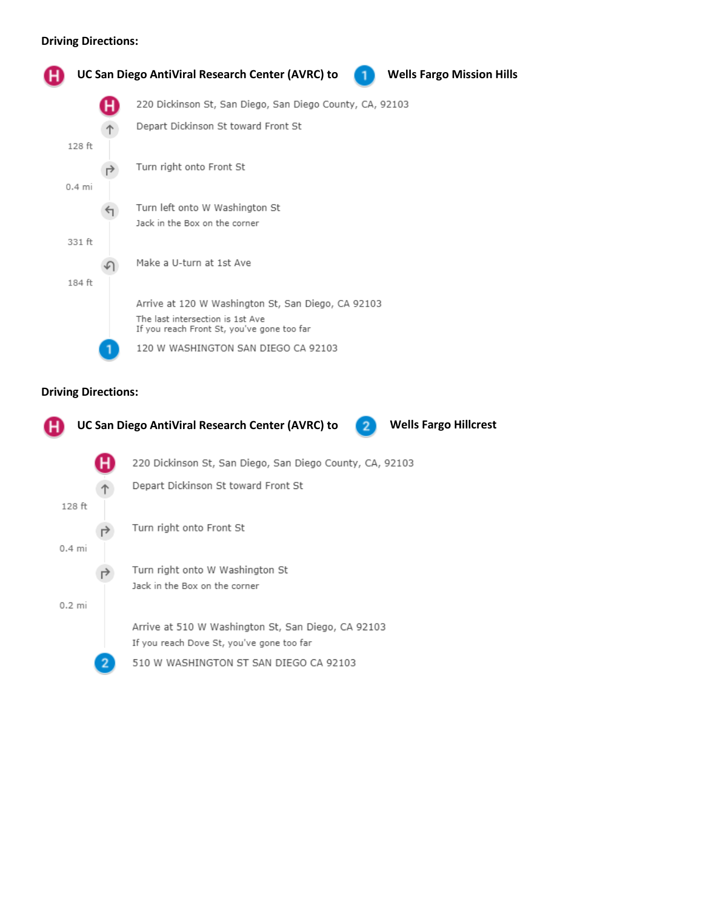**Driving Directions:**

**UC San Diego AntiViral Research Center (AVRC) to** **1** **Wells Fargo Mission Hills**

- **H** 220 Dickinson St, San Diego, San Diego County, CA, 92103
- Depart Dickinson St toward Front St
  - 128 ft
- Turn right onto Front St
  - 0.4 mi
- Turn left onto W Washington St
  Jack in the Box on the corner
  - 331 ft
- Make a U-turn at 1st Ave
  - 184 ft
- Arrive at 120 W Washington St, San Diego, CA 92103
  The last intersection is 1st Ave
  If you reach Front St, you've gone too far
- **1** 120 W WASHINGTON SAN DIEGO CA 92103

**Driving Directions:**

**UC San Diego AntiViral Research Center (AVRC) to** **2** **Wells Fargo Hillcrest**

- **H** 220 Dickinson St, San Diego, San Diego County, CA, 92103
- Depart Dickinson St toward Front St
  - 128 ft
- Turn right onto Front St
  - 0.4 mi
- Turn right onto W Washington St
  Jack in the Box on the corner
  - 0.2 mi
- Arrive at 510 W Washington St, San Diego, CA 92103
  If you reach Dove St, you've gone too far
- **2** 510 W WASHINGTON ST SAN DIEGO CA 92103